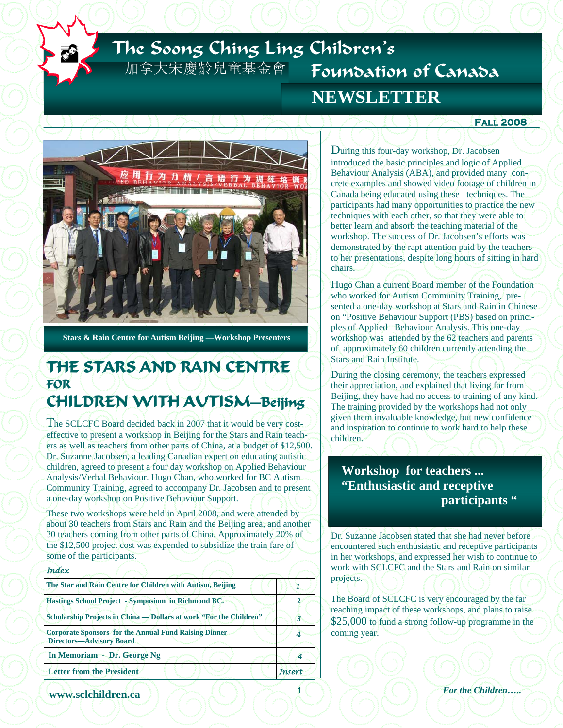# The Soong Ching Ling Children's Foundation of Canada

加拿大宋慶齡兒童基金會

# NEWSLETTER

**FALL 2008**

Stars & Rain Centre for Autism Beijing —Workshop Presenters

## THE STARS AND RAIN CENTRE FOR CHILDREN WITH AUTISM—Beijing

The SCLCFC Board decided back in 2007 that it would be very cost-effective to present a workshop in Beijing for the Stars and Rain teachers as well as teachers from other parts of China, at a budget of $12,500. Dr. Suzanne Jacobsen, a leading Canadian expert on educating autistic children, agreed to present a four day workshop on Applied Behaviour Analysis/Verbal Behaviour. Hugo Chan, who worked for BC Autism Community Training, agreed to accompany Dr. Jacobsen and to present a one-day workshop on Positive Behaviour Support.

These two workshops were held in April 2008, and were attended by about 30 teachers from Stars and Rain and the Beijing area, and another 30 teachers coming from other parts of China. Approximately 20% of the $12,500 project cost was expended to subsidize the train fare of some of the participants.

| Index | |
|---|---|
| The Star and Rain Centre for Children with Autism, Beijing | 1 |
| Hastings School Project - Symposium in Richmond BC. | 2 |
| Scholarship Projects in China — Dollars at work "For the Children" | 3 |
| Corporate Sponsors for the Annual Fund Raising Dinner Directors—Advisory Board | 4 |
| In Memoriam - Dr. George Ng | 4 |
| Letter from the President | Insert |

During this four-day workshop, Dr. Jacobsen introduced the basic principles and logic of Applied Behaviour Analysis (ABA), and provided many concrete examples and showed video footage of children in Canada being educated using these techniques. The participants had many opportunities to practice the new techniques with each other, so that they were able to better learn and absorb the teaching material of the workshop. The success of Dr. Jacobsen's efforts was demonstrated by the rapt attention paid by the teachers to her presentations, despite long hours of sitting in hard chairs.

Hugo Chan a current Board member of the Foundation who worked for Autism Community Training, presented a one-day workshop at Stars and Rain in Chinese on "Positive Behaviour Support (PBS) based on principles of Applied Behaviour Analysis. This one-day workshop was attended by the 62 teachers and parents of approximately 60 children currently attending the Stars and Rain Institute.

During the closing ceremony, the teachers expressed their appreciation, and explained that living far from Beijing, they have had no access to training of any kind. The training provided by the workshops had not only given them invaluable knowledge, but new confidence and inspiration to continue to work hard to help these children.

### Workshop for teachers ... "Enthusiastic and receptive participants "

Dr. Suzanne Jacobsen stated that she had never before encountered such enthusiastic and receptive participants in her workshops, and expressed her wish to continue to work with SCLCFC and the Stars and Rain on similar projects.

The Board of SCLCFC is very encouraged by the far reaching impact of these workshops, and plans to raise $25,000 to fund a strong follow-up programme in the coming year.

**www.sclchildren.ca**

*For the Children…..*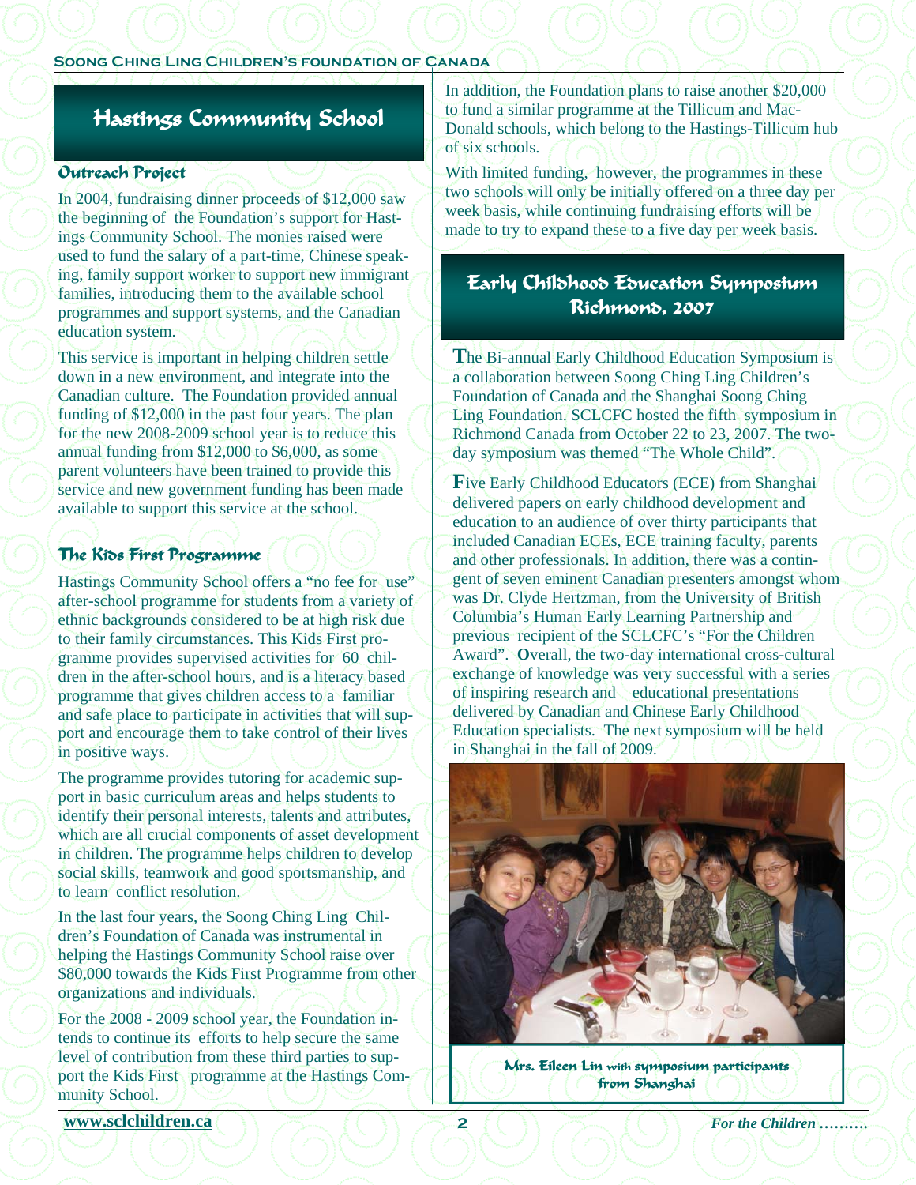# Hastings Community School

## Outreach Project

In 2004, fundraising dinner proceeds of $12,000 saw the beginning of the Foundation's support for Hastings Community School. The monies raised were used to fund the salary of a part-time, Chinese speaking, family support worker to support new immigrant families, introducing them to the available school programmes and support systems, and the Canadian education system.

This service is important in helping children settle down in a new environment, and integrate into the Canadian culture. The Foundation provided annual funding of $12,000 in the past four years. The plan for the new 2008-2009 school year is to reduce this annual funding from $12,000 to $6,000, as some parent volunteers have been trained to provide this service and new government funding has been made available to support this service at the school.

## The Kids First Programme

Hastings Community School offers a "no fee for use" after-school programme for students from a variety of ethnic backgrounds considered to be at high risk due to their family circumstances. This Kids First programme provides supervised activities for 60 children in the after-school hours, and is a literacy based programme that gives children access to a familiar and safe place to participate in activities that will support and encourage them to take control of their lives in positive ways.

The programme provides tutoring for academic support in basic curriculum areas and helps students to identify their personal interests, talents and attributes, which are all crucial components of asset development in children. The programme helps children to develop social skills, teamwork and good sportsmanship, and to learn conflict resolution.

In the last four years, the Soong Ching Ling Children's Foundation of Canada was instrumental in helping the Hastings Community School raise over $80,000 towards the Kids First Programme from other organizations and individuals.

For the 2008 - 2009 school year, the Foundation intends to continue its efforts to help secure the same level of contribution from these third parties to support the Kids First programme at the Hastings Community School.

In addition, the Foundation plans to raise another $20,000 to fund a similar programme at the Tillicum and MacDonald schools, which belong to the Hastings-Tillicum hub of six schools.

With limited funding, however, the programmes in these two schools will only be initially offered on a three day per week basis, while continuing fundraising efforts will be made to try to expand these to a five day per week basis.

# Early Childhood Education Symposium Richmond, 2007

**T**he Bi-annual Early Childhood Education Symposium is a collaboration between Soong Ching Ling Children's Foundation of Canada and the Shanghai Soong Ching Ling Foundation. SCLCFC hosted the fifth symposium in Richmond Canada from October 22 to 23, 2007. The two-day symposium was themed "The Whole Child".

**F**ive Early Childhood Educators (ECE) from Shanghai delivered papers on early childhood development and education to an audience of over thirty participants that included Canadian ECEs, ECE training faculty, parents and other professionals. In addition, there was a contingent of seven eminent Canadian presenters amongst whom was Dr. Clyde Hertzman, from the University of British Columbia's Human Early Learning Partnership and previous recipient of the SCLCFC's "For the Children Award". **O**verall, the two-day international cross-cultural exchange of knowledge was very successful with a series of inspiring research and educational presentations delivered by Canadian and Chinese Early Childhood Education specialists. The next symposium will be held in Shanghai in the fall of 2009.

Mrs. Eileen Lin with symposium participants from Shanghai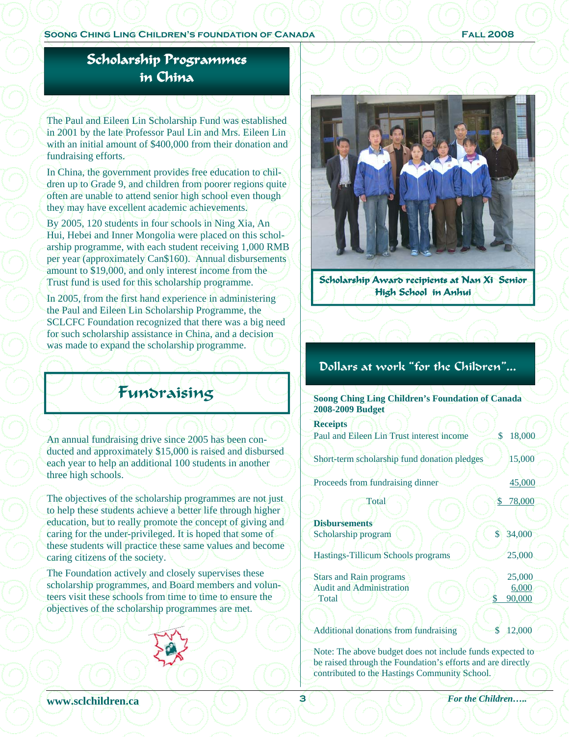## Scholarship Programmes in China

The Paul and Eileen Lin Scholarship Fund was established in 2001 by the late Professor Paul Lin and Mrs. Eileen Lin with an initial amount of $400,000 from their donation and fundraising efforts.

In China, the government provides free education to children up to Grade 9, and children from poorer regions quite often are unable to attend senior high school even though they may have excellent academic achievements.

By 2005, 120 students in four schools in Ning Xia, An Hui, Hebei and Inner Mongolia were placed on this scholarship programme, with each student receiving 1,000 RMB per year (approximately Can$160). Annual disbursements amount to $19,000, and only interest income from the Trust fund is used for this scholarship programme.

In 2005, from the first hand experience in administering the Paul and Eileen Lin Scholarship Programme, the SCLCFC Foundation recognized that there was a big need for such scholarship assistance in China, and a decision was made to expand the scholarship programme.

Scholarship Award recipients at Nan Xi Senior High School in Anhui

## Fundraising

An annual fundraising drive since 2005 has been conducted and approximately $15,000 is raised and disbursed each year to help an additional 100 students in another three high schools.

The objectives of the scholarship programmes are not just to help these students achieve a better life through higher education, but to really promote the concept of giving and caring for the under-privileged. It is hoped that some of these students will practice these same values and become caring citizens of the society.

The Foundation actively and closely supervises these scholarship programmes, and Board members and volunteers visit these schools from time to time to ensure the objectives of the scholarship programmes are met.

## Dollars at work "for the Children"...

**Soong Ching Ling Children's Foundation of Canada 2008-2009 Budget**

| | |
|---|---|
| **Receipts** | |
| Paul and Eileen Lin Trust interest income | $ 18,000 |
| Short-term scholarship fund donation pledges | 15,000 |
| Proceeds from fundraising dinner | 45,000 |
| Total | $ 78,000 |
| **Disbursements** | |
| Scholarship program | $ 34,000 |
| Hastings-Tillicum Schools programs | 25,000 |
| Stars and Rain programs | 25,000 |
| Audit and Administration | 6,000 |
| Total | $ 90,000 |
| Additional donations from fundraising | $ 12,000 |

Note: The above budget does not include funds expected to be raised through the Foundation's efforts and are directly contributed to the Hastings Community School.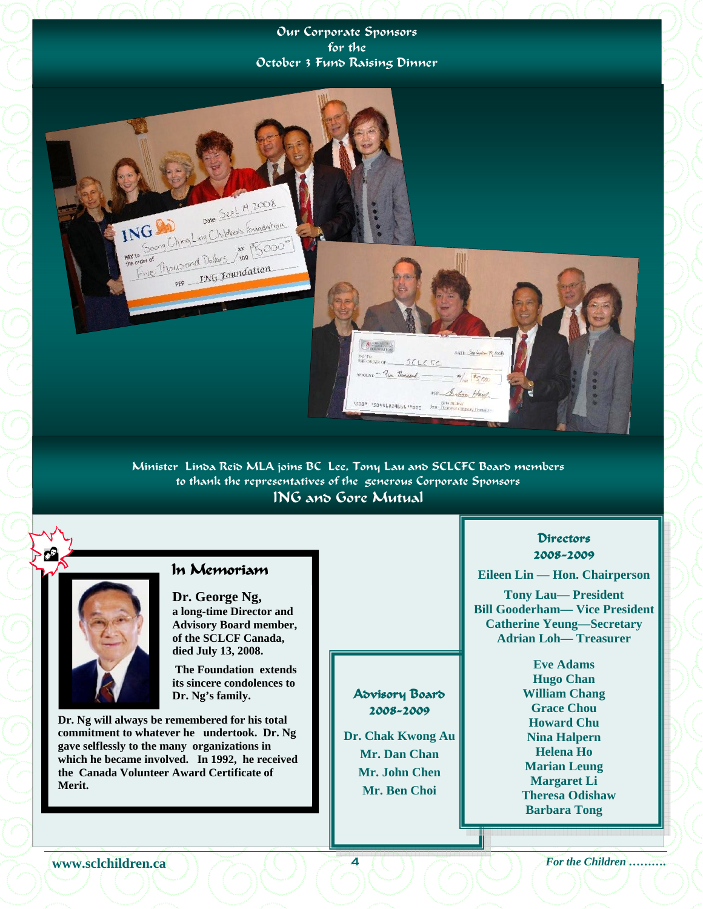## Our Corporate Sponsors for the October 3 Fund Raising Dinner

Minister Linda Reid MLA joins BC Lee, Tony Lau and SCLCFC Board members to thank the representatives of the generous Corporate Sponsors

**ING and Gore Mutual**

### In Memoriam

**Dr. George Ng,**
**a long-time Director and Advisory Board member, of the SCLCF Canada, died July 13, 2008.**

**The Foundation extends its sincere condolences to Dr. Ng's family.**

**Dr. Ng will always be remembered for his total commitment to whatever he undertook. Dr. Ng gave selflessly to the many organizations in which he became involved. In 1992, he received the Canada Volunteer Award Certificate of Merit.**

### Advisory Board 2008-2009

**Dr. Chak Kwong Au**
**Mr. Dan Chan**
**Mr. John Chen**
**Mr. Ben Choi**

### Directors 2008-2009

**Eileen Lin — Hon. Chairperson**

**Tony Lau— President**
**Bill Gooderham— Vice President**
**Catherine Yeung—Secretary**
**Adrian Loh— Treasurer**

**Eve Adams**
**Hugo Chan**
**William Chang**
**Grace Chou**
**Howard Chu**
**Nina Halpern**
**Helena Ho**
**Marian Leung**
**Margaret Li**
**Theresa Odishaw**
**Barbara Tong**

**www.sclchildren.ca** *For the Children ……….*